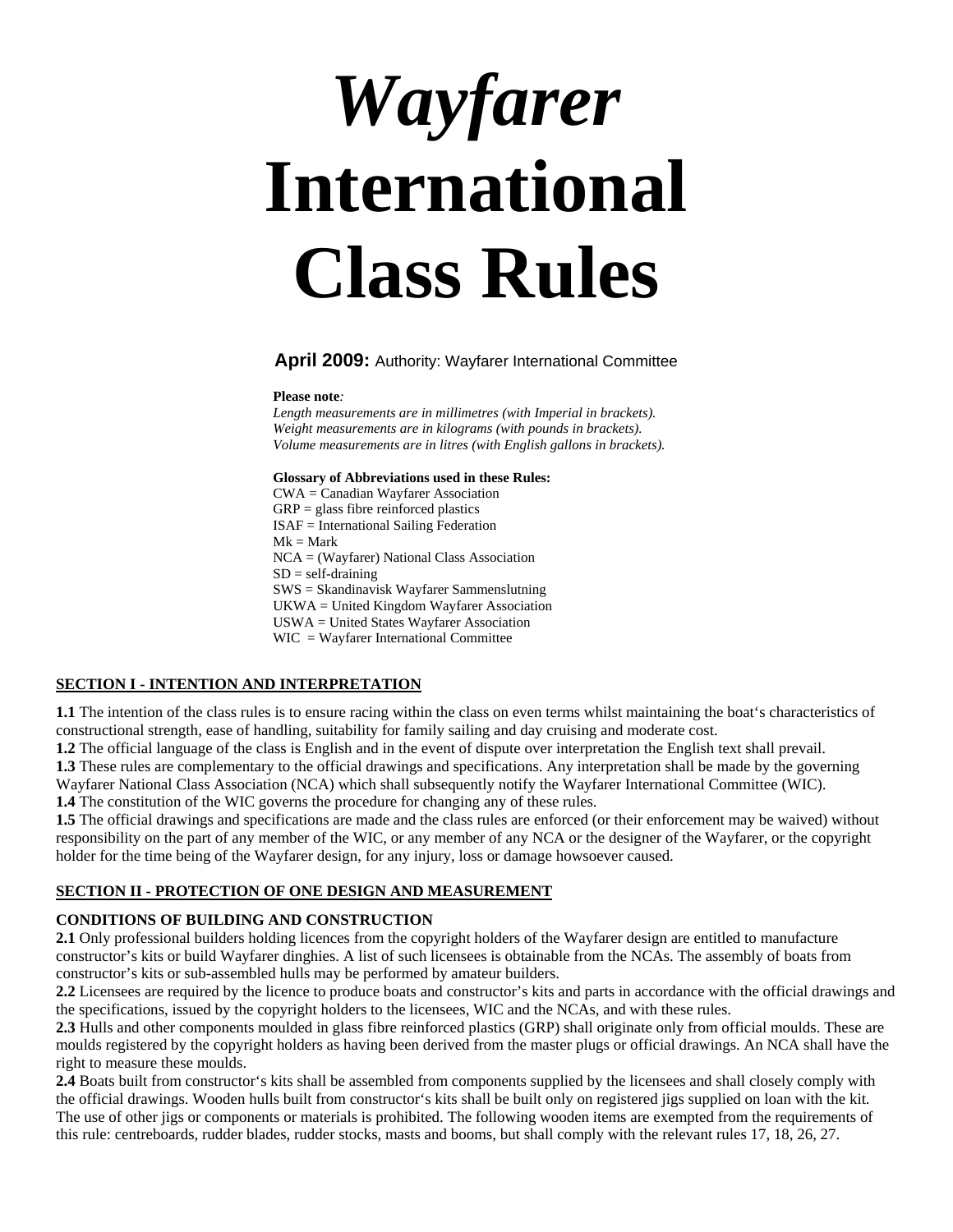# *Wayfarer* International Class Rules

**April 2009:** Authority: Wayfarer International Committee

**Please note***:*
*Length measurements are in millimetres (with Imperial in brackets).*
*Weight measurements are in kilograms (with pounds in brackets).*
*Volume measurements are in litres (with English gallons in brackets).*

**Glossary of Abbreviations used in these Rules:**
CWA = Canadian Wayfarer Association
GRP = glass fibre reinforced plastics
ISAF = International Sailing Federation
Mk = Mark
NCA = (Wayfarer) National Class Association
SD = self-draining
SWS = Skandinavisk Wayfarer Sammenslutning
UKWA = United Kingdom Wayfarer Association
USWA = United States Wayfarer Association
WIC = Wayfarer International Committee

## SECTION I - INTENTION AND INTERPRETATION

**1.1** The intention of the class rules is to ensure racing within the class on even terms whilst maintaining the boat's characteristics of constructional strength, ease of handling, suitability for family sailing and day cruising and moderate cost.
**1.2** The official language of the class is English and in the event of dispute over interpretation the English text shall prevail.
**1.3** These rules are complementary to the official drawings and specifications. Any interpretation shall be made by the governing Wayfarer National Class Association (NCA) which shall subsequently notify the Wayfarer International Committee (WIC).
**1.4** The constitution of the WIC governs the procedure for changing any of these rules.
**1.5** The official drawings and specifications are made and the class rules are enforced (or their enforcement may be waived) without responsibility on the part of any member of the WIC, or any member of any NCA or the designer of the Wayfarer, or the copyright holder for the time being of the Wayfarer design, for any injury, loss or damage howsoever caused.

## SECTION II - PROTECTION OF ONE DESIGN AND MEASUREMENT

### CONDITIONS OF BUILDING AND CONSTRUCTION

**2.1** Only professional builders holding licences from the copyright holders of the Wayfarer design are entitled to manufacture constructor's kits or build Wayfarer dinghies. A list of such licensees is obtainable from the NCAs. The assembly of boats from constructor's kits or sub-assembled hulls may be performed by amateur builders.
**2.2** Licensees are required by the licence to produce boats and constructor's kits and parts in accordance with the official drawings and the specifications, issued by the copyright holders to the licensees, WIC and the NCAs, and with these rules.
**2.3** Hulls and other components moulded in glass fibre reinforced plastics (GRP) shall originate only from official moulds. These are moulds registered by the copyright holders as having been derived from the master plugs or official drawings. An NCA shall have the right to measure these moulds.
**2.4** Boats built from constructor's kits shall be assembled from components supplied by the licensees and shall closely comply with the official drawings. Wooden hulls built from constructor's kits shall be built only on registered jigs supplied on loan with the kit. The use of other jigs or components or materials is prohibited. The following wooden items are exempted from the requirements of this rule: centreboards, rudder blades, rudder stocks, masts and booms, but shall comply with the relevant rules 17, 18, 26, 27.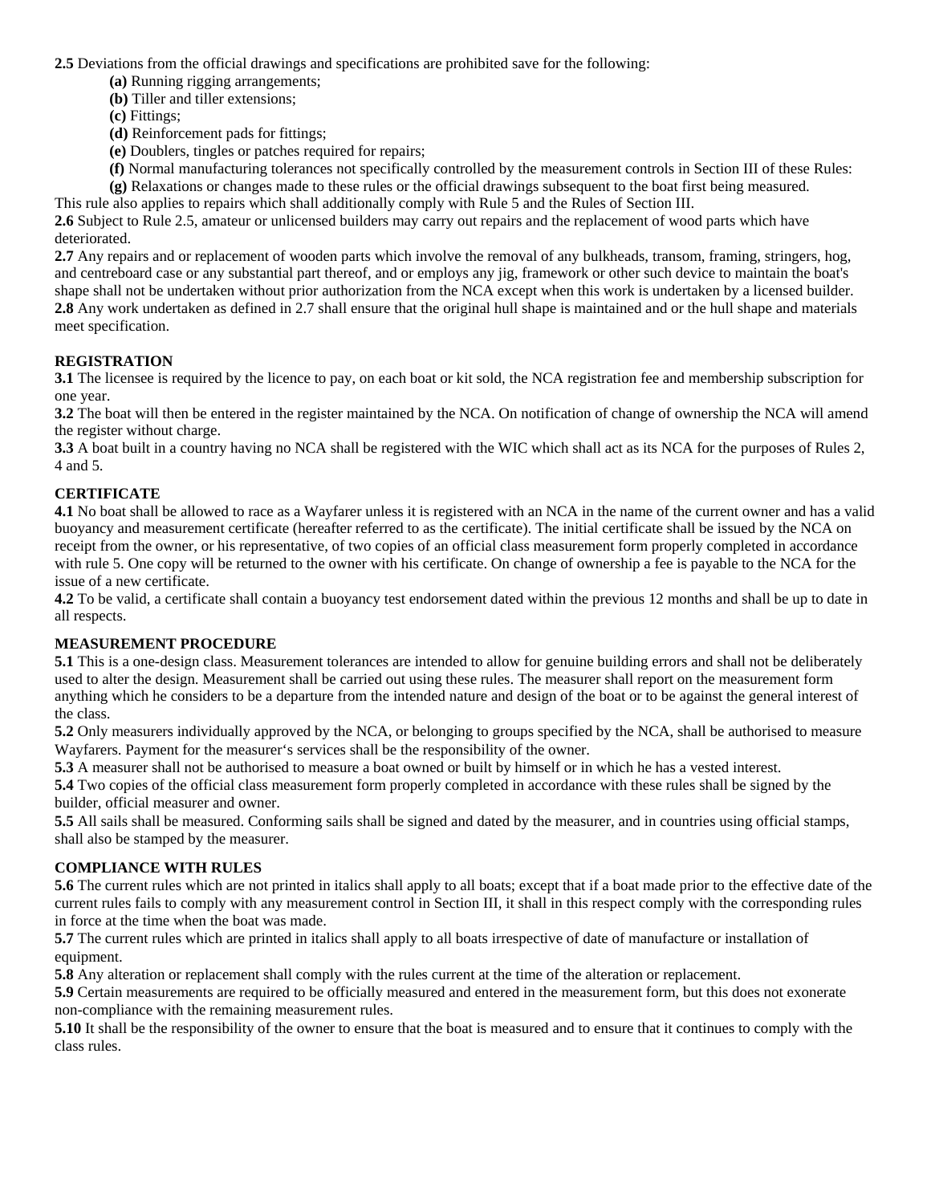**2.5** Deviations from the official drawings and specifications are prohibited save for the following:

- **(a)** Running rigging arrangements;
- **(b)** Tiller and tiller extensions;
- **(c)** Fittings;
- **(d)** Reinforcement pads for fittings;
- **(e)** Doublers, tingles or patches required for repairs;
- **(f)** Normal manufacturing tolerances not specifically controlled by the measurement controls in Section III of these Rules:
- **(g)** Relaxations or changes made to these rules or the official drawings subsequent to the boat first being measured.

This rule also applies to repairs which shall additionally comply with Rule 5 and the Rules of Section III.

**2.6** Subject to Rule 2.5, amateur or unlicensed builders may carry out repairs and the replacement of wood parts which have deteriorated.

**2.7** Any repairs and or replacement of wooden parts which involve the removal of any bulkheads, transom, framing, stringers, hog, and centreboard case or any substantial part thereof, and or employs any jig, framework or other such device to maintain the boat's shape shall not be undertaken without prior authorization from the NCA except when this work is undertaken by a licensed builder.

**2.8** Any work undertaken as defined in 2.7 shall ensure that the original hull shape is maintained and or the hull shape and materials meet specification.

## REGISTRATION

**3.1** The licensee is required by the licence to pay, on each boat or kit sold, the NCA registration fee and membership subscription for one year.

**3.2** The boat will then be entered in the register maintained by the NCA. On notification of change of ownership the NCA will amend the register without charge.

**3.3** A boat built in a country having no NCA shall be registered with the WIC which shall act as its NCA for the purposes of Rules 2, 4 and 5.

## CERTIFICATE

**4.1** No boat shall be allowed to race as a Wayfarer unless it is registered with an NCA in the name of the current owner and has a valid buoyancy and measurement certificate (hereafter referred to as the certificate). The initial certificate shall be issued by the NCA on receipt from the owner, or his representative, of two copies of an official class measurement form properly completed in accordance with rule 5. One copy will be returned to the owner with his certificate. On change of ownership a fee is payable to the NCA for the issue of a new certificate.

**4.2** To be valid, a certificate shall contain a buoyancy test endorsement dated within the previous 12 months and shall be up to date in all respects.

## MEASUREMENT PROCEDURE

**5.1** This is a one-design class. Measurement tolerances are intended to allow for genuine building errors and shall not be deliberately used to alter the design. Measurement shall be carried out using these rules. The measurer shall report on the measurement form anything which he considers to be a departure from the intended nature and design of the boat or to be against the general interest of the class.

**5.2** Only measurers individually approved by the NCA, or belonging to groups specified by the NCA, shall be authorised to measure Wayfarers. Payment for the measurer's services shall be the responsibility of the owner.

**5.3** A measurer shall not be authorised to measure a boat owned or built by himself or in which he has a vested interest.

**5.4** Two copies of the official class measurement form properly completed in accordance with these rules shall be signed by the builder, official measurer and owner.

**5.5** All sails shall be measured. Conforming sails shall be signed and dated by the measurer, and in countries using official stamps, shall also be stamped by the measurer.

## COMPLIANCE WITH RULES

**5.6** The current rules which are not printed in italics shall apply to all boats; except that if a boat made prior to the effective date of the current rules fails to comply with any measurement control in Section III, it shall in this respect comply with the corresponding rules in force at the time when the boat was made.

**5.7** The current rules which are printed in italics shall apply to all boats irrespective of date of manufacture or installation of equipment.

**5.8** Any alteration or replacement shall comply with the rules current at the time of the alteration or replacement.

**5.9** Certain measurements are required to be officially measured and entered in the measurement form, but this does not exonerate non-compliance with the remaining measurement rules.

**5.10** It shall be the responsibility of the owner to ensure that the boat is measured and to ensure that it continues to comply with the class rules.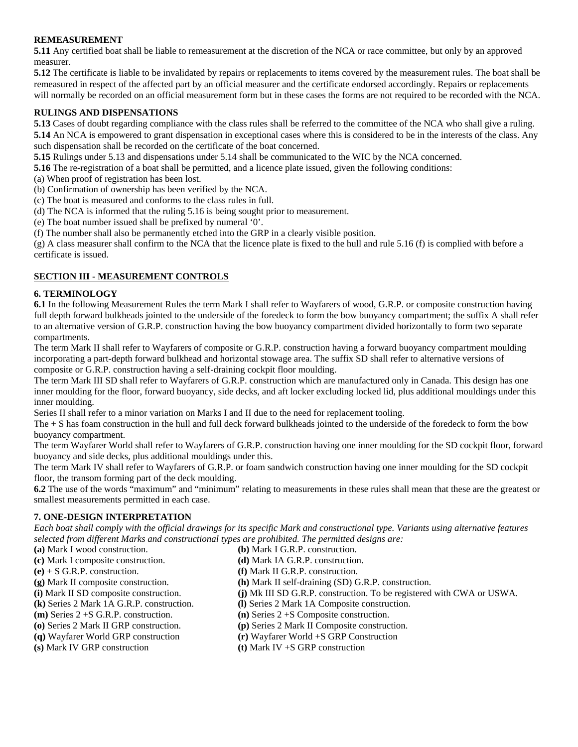**REMEASUREMENT**

**5.11** Any certified boat shall be liable to remeasurement at the discretion of the NCA or race committee, but only by an approved measurer.

**5.12** The certificate is liable to be invalidated by repairs or replacements to items covered by the measurement rules. The boat shall be remeasured in respect of the affected part by an official measurer and the certificate endorsed accordingly. Repairs or replacements will normally be recorded on an official measurement form but in these cases the forms are not required to be recorded with the NCA.

**RULINGS AND DISPENSATIONS**

**5.13** Cases of doubt regarding compliance with the class rules shall be referred to the committee of the NCA who shall give a ruling.

**5.14** An NCA is empowered to grant dispensation in exceptional cases where this is considered to be in the interests of the class. Any such dispensation shall be recorded on the certificate of the boat concerned.

**5.15** Rulings under 5.13 and dispensations under 5.14 shall be communicated to the WIC by the NCA concerned.

**5.16** The re-registration of a boat shall be permitted, and a licence plate issued, given the following conditions:

(a) When proof of registration has been lost.
(b) Confirmation of ownership has been verified by the NCA.
(c) The boat is measured and conforms to the class rules in full.
(d) The NCA is informed that the ruling 5.16 is being sought prior to measurement.
(e) The boat number issued shall be prefixed by numeral '0'.
(f) The number shall also be permanently etched into the GRP in a clearly visible position.
(g) A class measurer shall confirm to the NCA that the licence plate is fixed to the hull and rule 5.16 (f) is complied with before a certificate is issued.

## SECTION III - MEASUREMENT CONTROLS

**6. TERMINOLOGY**

**6.1** In the following Measurement Rules the term Mark I shall refer to Wayfarers of wood, G.R.P. or composite construction having full depth forward bulkheads jointed to the underside of the foredeck to form the bow buoyancy compartment; the suffix A shall refer to an alternative version of G.R.P. construction having the bow buoyancy compartment divided horizontally to form two separate compartments.

The term Mark II shall refer to Wayfarers of composite or G.R.P. construction having a forward buoyancy compartment moulding incorporating a part-depth forward bulkhead and horizontal stowage area. The suffix SD shall refer to alternative versions of composite or G.R.P. construction having a self-draining cockpit floor moulding.

The term Mark III SD shall refer to Wayfarers of G.R.P. construction which are manufactured only in Canada. This design has one inner moulding for the floor, forward buoyancy, side decks, and aft locker excluding locked lid, plus additional mouldings under this inner moulding.

Series II shall refer to a minor variation on Marks I and II due to the need for replacement tooling.

The + S has foam construction in the hull and full deck forward bulkheads jointed to the underside of the foredeck to form the bow buoyancy compartment.

The term Wayfarer World shall refer to Wayfarers of G.R.P. construction having one inner moulding for the SD cockpit floor, forward buoyancy and side decks, plus additional mouldings under this.

The term Mark IV shall refer to Wayfarers of G.R.P. or foam sandwich construction having one inner moulding for the SD cockpit floor, the transom forming part of the deck moulding.

**6.2** The use of the words "maximum" and "minimum" relating to measurements in these rules shall mean that these are the greatest or smallest measurements permitted in each case.

**7. ONE-DESIGN INTERPRETATION**

*Each boat shall comply with the official drawings for its specific Mark and constructional type. Variants using alternative features selected from different Marks and constructional types are prohibited. The permitted designs are:*

**(a)** Mark I wood construction.
**(b)** Mark I G.R.P. construction.
**(c)** Mark I composite construction.
**(d)** Mark IA G.R.P. construction.
**(e)** + S G.R.P. construction.
**(f)** Mark II G.R.P. construction.
**(g)** Mark II composite construction.
**(h)** Mark II self-draining (SD) G.R.P. construction.
**(i)** Mark II SD composite construction.
**(j)** Mk III SD G.R.P. construction. To be registered with CWA or USWA.
**(k)** Series 2 Mark 1A G.R.P. construction.
**(l)** Series 2 Mark 1A Composite construction.
**(m)** Series 2 +S G.R.P. construction.
**(n)** Series 2 +S Composite construction.
**(o)** Series 2 Mark II GRP construction.
**(p)** Series 2 Mark II Composite construction.
**(q)** Wayfarer World GRP construction
**(r)** Wayfarer World +S GRP Construction
**(s)** Mark IV GRP construction
**(t)** Mark IV +S GRP construction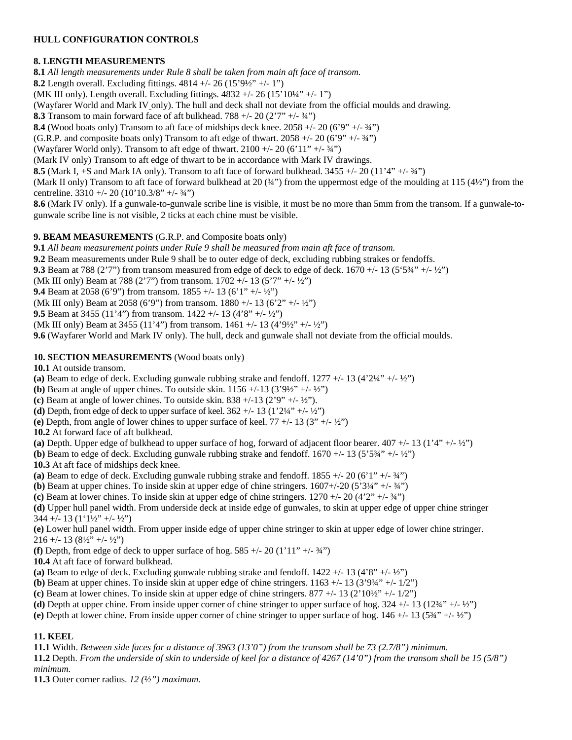**HULL CONFIGURATION CONTROLS**

**8. LENGTH MEASUREMENTS**

**8.1** *All length measurements under Rule 8 shall be taken from main aft face of transom.*

**8.2** Length overall. Excluding fittings. 4814 +/- 26 (15’9½” +/- 1”)

(MK III only). Length overall. Excluding fittings. 4832 +/- 26 (15’10¼” +/- 1”)

(Wayfarer World and Mark IV only). The hull and deck shall not deviate from the official moulds and drawing.

**8.3** Transom to main forward face of aft bulkhead. 788 +/- 20 (2’7” +/- ¾”)

**8.4** (Wood boats only) Transom to aft face of midships deck knee. 2058 +/- 20 (6’9” +/- ¾”)

(G.R.P. and composite boats only) Transom to aft edge of thwart. 2058 +/- 20 (6’9” +/- ¾”)

(Wayfarer World only). Transom to aft edge of thwart. 2100 +/- 20 (6’11” +/- ¾”)

(Mark IV only) Transom to aft edge of thwart to be in accordance with Mark IV drawings.

**8.5** (Mark I, +S and Mark IA only). Transom to aft face of forward bulkhead. 3455 +/- 20 (11’4” +/- ¾”)

(Mark II only) Transom to aft face of forward bulkhead at 20 (¾”) from the uppermost edge of the moulding at 115 (4½”) from the centreline. 3310 +/- 20 (10’10.3/8” +/- ¾”)

**8.6** (Mark IV only). If a gunwale-to-gunwale scribe line is visible, it must be no more than 5mm from the transom. If a gunwale-to-gunwale scribe line is not visible, 2 ticks at each chine must be visible.

**9. BEAM MEASUREMENTS** (G.R.P. and Composite boats only)

**9.1** *All beam measurement points under Rule 9 shall be measured from main aft face of transom.*

**9.2** Beam measurements under Rule 9 shall be to outer edge of deck, excluding rubbing strakes or fendoffs.

**9.3** Beam at 788 (2’7”) from transom measured from edge of deck to edge of deck. 1670 +/- 13 (5‘5¾” +/- ½”)

(Mk III only) Beam at 788 (2’7”) from transom. 1702 +/- 13 (5’7” +/- ½”)

**9.4** Beam at 2058 (6’9”) from transom. 1855 +/- 13 (6’1” +/- ½”)

(Mk III only) Beam at 2058 (6’9”) from transom. 1880 +/- 13 (6’2” +/- ½”)

**9.5** Beam at 3455 (11’4”) from transom. 1422 +/- 13 (4’8” +/- ½”)

(Mk III only) Beam at 3455 (11’4”) from transom. 1461 +/- 13 (4’9½” +/- ½”)

**9.6** (Wayfarer World and Mark IV only). The hull, deck and gunwale shall not deviate from the official moulds.

**10. SECTION MEASUREMENTS** (Wood boats only)

**10.1** At outside transom.

**(a)** Beam to edge of deck. Excluding gunwale rubbing strake and fendoff. 1277 +/- 13 (4’2¼” +/- ½”)

**(b)** Beam at angle of upper chines. To outside skin. 1156 +/-13 (3’9½” +/- ½”)

**(c)** Beam at angle of lower chines. To outside skin. 838 +/-13 (2’9” +/- ½”).

**(d)** Depth, from edge of deck to upper surface of keel. 362 +/- 13 (1’2¼” +/- ½”)

**(e)** Depth, from angle of lower chines to upper surface of keel. 77 +/- 13 (3” +/- ½”)

**10.2** At forward face of aft bulkhead.

**(a)** Depth. Upper edge of bulkhead to upper surface of hog, forward of adjacent floor bearer. 407 +/- 13 (1’4” +/- ½”)

**(b)** Beam to edge of deck. Excluding gunwale rubbing strake and fendoff. 1670 +/- 13 (5’5¾” +/- ½”)

**10.3** At aft face of midships deck knee.

**(a)** Beam to edge of deck. Excluding gunwale rubbing strake and fendoff. 1855 +/- 20 (6’1” +/- ¾”)

**(b)** Beam at upper chines. To inside skin at upper edge of chine stringers. 1607+/-20 (5’3¼” +/- ¾”)

**(c)** Beam at lower chines. To inside skin at upper edge of chine stringers. 1270 +/- 20 (4’2” +/- ¾”)

**(d)** Upper hull panel width. From underside deck at inside edge of gunwales, to skin at upper edge of upper chine stringer 344 +/- 13 (1‘1½” +/- ½”)

**(e)** Lower hull panel width. From upper inside edge of upper chine stringer to skin at upper edge of lower chine stringer. 216 +/- 13 (8½” +/- ½”)

**(f)** Depth, from edge of deck to upper surface of hog. 585 +/- 20 (1’11” +/- ¾”)

**10.4** At aft face of forward bulkhead.

**(a)** Beam to edge of deck. Excluding gunwale rubbing strake and fendoff. 1422 +/- 13 (4’8” +/- ½”)

**(b)** Beam at upper chines. To inside skin at upper edge of chine stringers. 1163 +/- 13 (3’9¾” +/- 1/2”)

**(c)** Beam at lower chines. To inside skin at upper edge of chine stringers. 877 +/- 13 (2’10½” +/- 1/2”)

**(d)** Depth at upper chine. From inside upper corner of chine stringer to upper surface of hog. 324 +/- 13 (12¾” +/- ½”)

**(e)** Depth at lower chine. From inside upper corner of chine stringer to upper surface of hog. 146 +/- 13 (5¾” +/- ½”)

**11. KEEL**

**11.1** Width. *Between side faces for a distance of 3963 (13’0”) from the transom shall be 73 (2.7/8”) minimum.*

**11.2** Depth. *From the underside of skin to underside of keel for a distance of 4267 (14’0”) from the transom shall be 15 (5/8”) minimum.*

**11.3** Outer corner radius. *12 (½”) maximum.*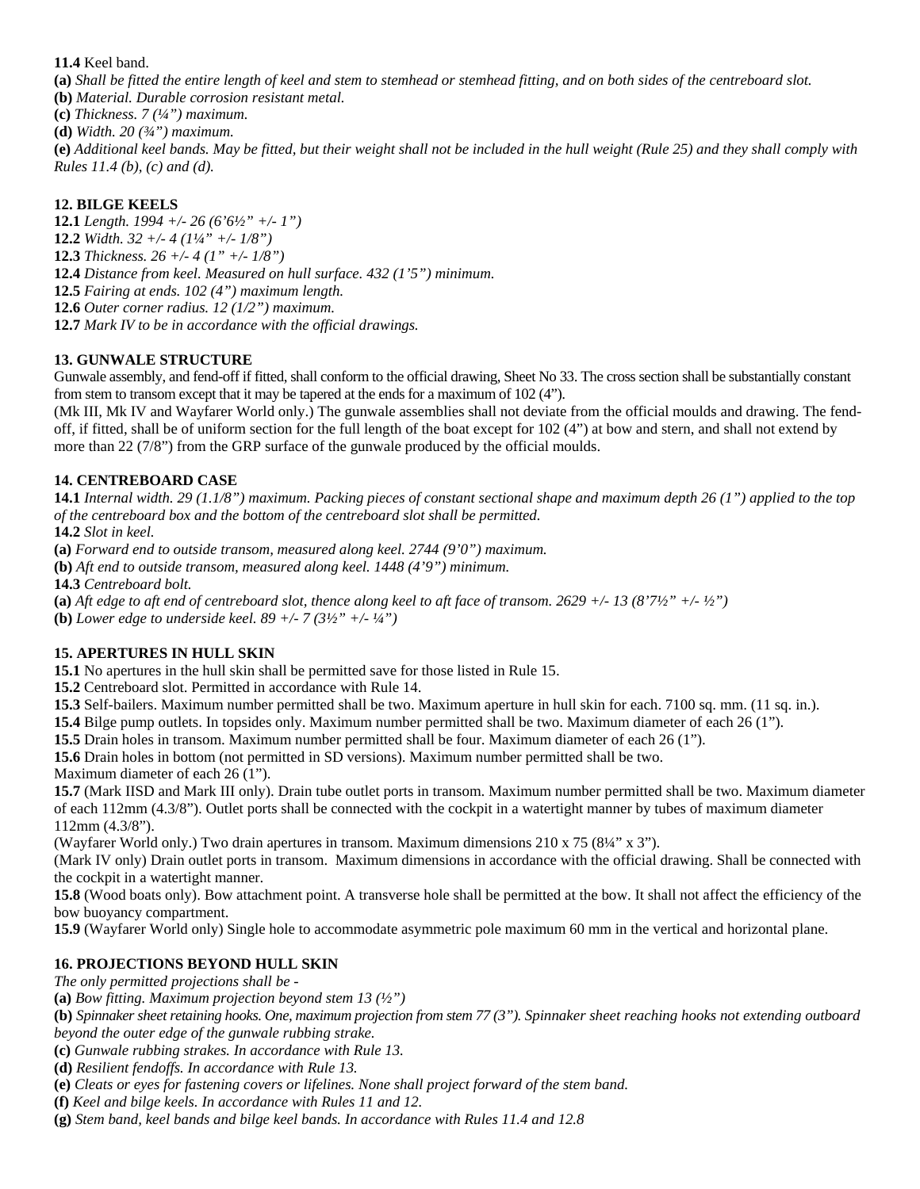**11.4** Keel band.

**(a)** *Shall be fitted the entire length of keel and stem to stemhead or stemhead fitting, and on both sides of the centreboard slot.*

**(b)** *Material. Durable corrosion resistant metal.*

**(c)** *Thickness. 7 (¼") maximum.*

**(d)** *Width. 20 (¾") maximum.*

**(e)** *Additional keel bands. May be fitted, but their weight shall not be included in the hull weight (Rule 25) and they shall comply with Rules 11.4 (b), (c) and (d).*

## 12. BILGE KEELS

**12.1** *Length. 1994 +/- 26 (6'6½" +/- 1")*

**12.2** *Width. 32 +/- 4 (1¼" +/- 1/8")*

**12.3** *Thickness. 26 +/- 4 (1" +/- 1/8")*

**12.4** *Distance from keel. Measured on hull surface. 432 (1'5") minimum.*

**12.5** *Fairing at ends. 102 (4") maximum length.*

**12.6** *Outer corner radius. 12 (1/2") maximum.*

**12.7** *Mark IV to be in accordance with the official drawings.*

## 13. GUNWALE STRUCTURE

Gunwale assembly, and fend-off if fitted, shall conform to the official drawing, Sheet No 33. The cross section shall be substantially constant from stem to transom except that it may be tapered at the ends for a maximum of 102 (4").

(Mk III, Mk IV and Wayfarer World only.) The gunwale assemblies shall not deviate from the official moulds and drawing. The fend-off, if fitted, shall be of uniform section for the full length of the boat except for 102 (4") at bow and stern, and shall not extend by more than 22 (7/8") from the GRP surface of the gunwale produced by the official moulds.

## 14. CENTREBOARD CASE

**14.1** *Internal width. 29 (1.1/8") maximum. Packing pieces of constant sectional shape and maximum depth 26 (1") applied to the top of the centreboard box and the bottom of the centreboard slot shall be permitted.*

**14.2** *Slot in keel.*

**(a)** *Forward end to outside transom, measured along keel. 2744 (9'0") maximum.*

**(b)** *Aft end to outside transom, measured along keel. 1448 (4'9") minimum.*

**14.3** *Centreboard bolt.*

**(a)** *Aft edge to aft end of centreboard slot, thence along keel to aft face of transom. 2629 +/- 13 (8'7½" +/- ½")*

**(b)** *Lower edge to underside keel. 89 +/- 7 (3½" +/- ¼")*

## 15. APERTURES IN HULL SKIN

**15.1** No apertures in the hull skin shall be permitted save for those listed in Rule 15.

**15.2** Centreboard slot. Permitted in accordance with Rule 14.

**15.3** Self-bailers. Maximum number permitted shall be two. Maximum aperture in hull skin for each. 7100 sq. mm. (11 sq. in.).

**15.4** Bilge pump outlets. In topsides only. Maximum number permitted shall be two. Maximum diameter of each 26 (1").

**15.5** Drain holes in transom. Maximum number permitted shall be four. Maximum diameter of each 26 (1").

**15.6** Drain holes in bottom (not permitted in SD versions). Maximum number permitted shall be two.
Maximum diameter of each 26 (1").

**15.7** (Mark IISD and Mark III only). Drain tube outlet ports in transom. Maximum number permitted shall be two. Maximum diameter of each 112mm (4.3/8"). Outlet ports shall be connected with the cockpit in a watertight manner by tubes of maximum diameter 112mm (4.3/8").

(Wayfarer World only.) Two drain apertures in transom. Maximum dimensions 210 x 75 (8¼" x 3").

(Mark IV only) Drain outlet ports in transom. Maximum dimensions in accordance with the official drawing. Shall be connected with the cockpit in a watertight manner.

**15.8** (Wood boats only). Bow attachment point. A transverse hole shall be permitted at the bow. It shall not affect the efficiency of the bow buoyancy compartment.

**15.9** (Wayfarer World only) Single hole to accommodate asymmetric pole maximum 60 mm in the vertical and horizontal plane.

## 16. PROJECTIONS BEYOND HULL SKIN

*The only permitted projections shall be -*

**(a)** *Bow fitting. Maximum projection beyond stem 13 (½")*

**(b)** *Spinnaker sheet retaining hooks. One, maximum projection from stem 77 (3"). Spinnaker sheet reaching hooks not extending outboard beyond the outer edge of the gunwale rubbing strake.*

**(c)** *Gunwale rubbing strakes. In accordance with Rule 13.*

**(d)** *Resilient fendoffs. In accordance with Rule 13.*

**(e)** *Cleats or eyes for fastening covers or lifelines. None shall project forward of the stem band.*

**(f)** *Keel and bilge keels. In accordance with Rules 11 and 12.*

**(g)** *Stem band, keel bands and bilge keel bands. In accordance with Rules 11.4 and 12.8*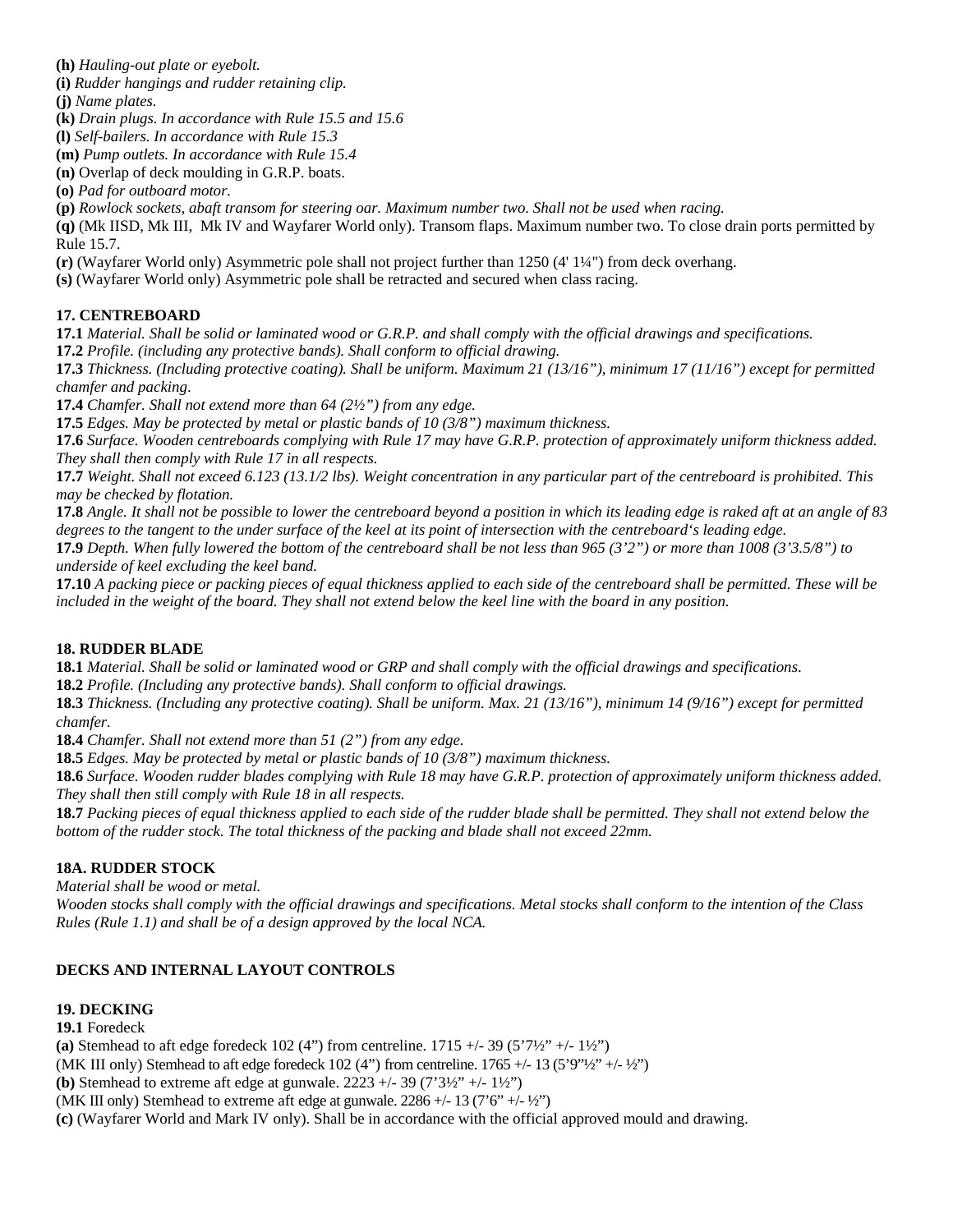**(h)** *Hauling-out plate or eyebolt.*

**(i)** *Rudder hangings and rudder retaining clip.*

**(j)** *Name plates.*

**(k)** *Drain plugs. In accordance with Rule 15.5 and 15.6*

**(l)** *Self-bailers. In accordance with Rule 15.3*

**(m)** *Pump outlets. In accordance with Rule 15.4*

**(n)** Overlap of deck moulding in G.R.P. boats.

**(o)** *Pad for outboard motor.*

**(p)** *Rowlock sockets, abaft transom for steering oar. Maximum number two. Shall not be used when racing.*

**(q)** (Mk IISD, Mk III, Mk IV and Wayfarer World only). Transom flaps. Maximum number two. To close drain ports permitted by Rule 15.7.

**(r)** (Wayfarer World only) Asymmetric pole shall not project further than 1250 (4' 1¼") from deck overhang.

**(s)** (Wayfarer World only) Asymmetric pole shall be retracted and secured when class racing.

### 17. CENTREBOARD

**17.1** *Material. Shall be solid or laminated wood or G.R.P. and shall comply with the official drawings and specifications.*

**17.2** *Profile. (including any protective bands). Shall conform to official drawing.*

**17.3** *Thickness. (Including protective coating). Shall be uniform. Maximum 21 (13/16"), minimum 17 (11/16") except for permitted chamfer and packing.*

**17.4** *Chamfer. Shall not extend more than 64 (2½") from any edge.*

**17.5** *Edges. May be protected by metal or plastic bands of 10 (3/8") maximum thickness.*

**17.6** *Surface. Wooden centreboards complying with Rule 17 may have G.R.P. protection of approximately uniform thickness added. They shall then comply with Rule 17 in all respects.*

**17.7** *Weight. Shall not exceed 6.123 (13.1/2 lbs). Weight concentration in any particular part of the centreboard is prohibited. This may be checked by flotation.*

**17.8** *Angle. It shall not be possible to lower the centreboard beyond a position in which its leading edge is raked aft at an angle of 83 degrees to the tangent to the under surface of the keel at its point of intersection with the centreboard's leading edge.*

**17.9** *Depth. When fully lowered the bottom of the centreboard shall be not less than 965 (3'2") or more than 1008 (3'3.5/8") to underside of keel excluding the keel band.*

**17.10** *A packing piece or packing pieces of equal thickness applied to each side of the centreboard shall be permitted. These will be included in the weight of the board. They shall not extend below the keel line with the board in any position.*

### 18. RUDDER BLADE

**18.1** *Material. Shall be solid or laminated wood or GRP and shall comply with the official drawings and specifications.*

**18.2** *Profile. (Including any protective bands). Shall conform to official drawings.*

**18.3** *Thickness. (Including any protective coating). Shall be uniform. Max. 21 (13/16"), minimum 14 (9/16") except for permitted chamfer.*

**18.4** *Chamfer. Shall not extend more than 51 (2") from any edge.*

**18.5** *Edges. May be protected by metal or plastic bands of 10 (3/8") maximum thickness.*

**18.6** *Surface. Wooden rudder blades complying with Rule 18 may have G.R.P. protection of approximately uniform thickness added. They shall then still comply with Rule 18 in all respects.*

**18.7** *Packing pieces of equal thickness applied to each side of the rudder blade shall be permitted. They shall not extend below the bottom of the rudder stock. The total thickness of the packing and blade shall not exceed 22mm.*

### 18A. RUDDER STOCK

*Material shall be wood or metal.*

*Wooden stocks shall comply with the official drawings and specifications. Metal stocks shall conform to the intention of the Class Rules (Rule 1.1) and shall be of a design approved by the local NCA.*

## DECKS AND INTERNAL LAYOUT CONTROLS

### 19. DECKING

**19.1** Foredeck

**(a)** Stemhead to aft edge foredeck 102 (4") from centreline. 1715 +/- 39 (5'7½" +/- 1½")

(MK III only) Stemhead to aft edge foredeck 102 (4") from centreline. 1765 +/- 13 (5'9"½" +/- ½")

**(b)** Stemhead to extreme aft edge at gunwale. 2223 +/- 39 (7'3½" +/- 1½")

(MK III only) Stemhead to extreme aft edge at gunwale. 2286 +/- 13 (7'6" +/- ½")

**(c)** (Wayfarer World and Mark IV only). Shall be in accordance with the official approved mould and drawing.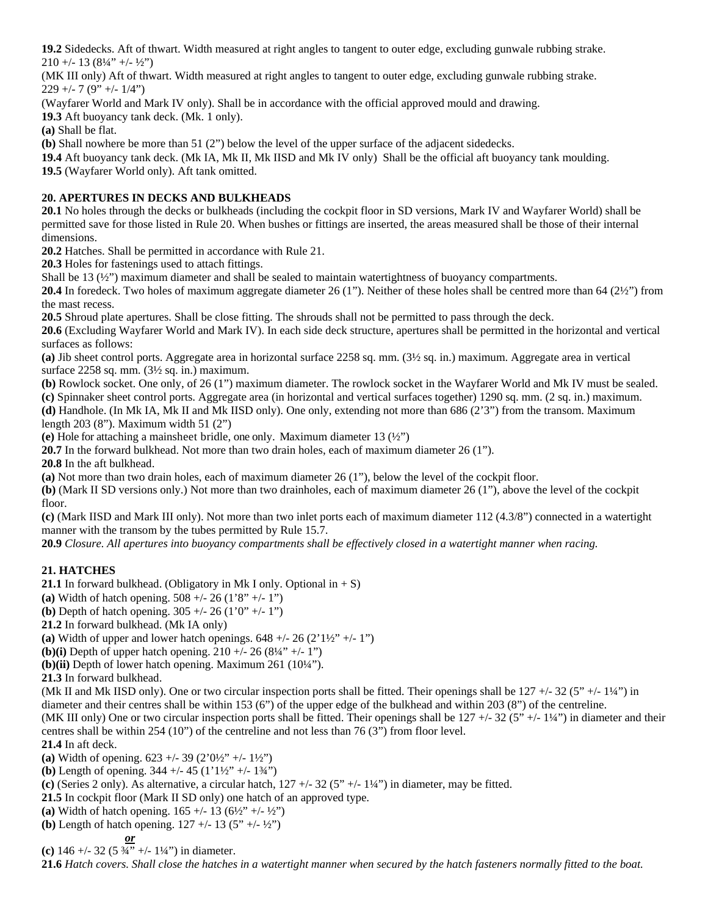**19.2** Sidedecks. Aft of thwart. Width measured at right angles to tangent to outer edge, excluding gunwale rubbing strake. 210 +/- 13 (8¼" +/- ½")

(MK III only) Aft of thwart. Width measured at right angles to tangent to outer edge, excluding gunwale rubbing strake. 229 +/- 7 (9" +/- 1/4")

(Wayfarer World and Mark IV only). Shall be in accordance with the official approved mould and drawing.

**19.3** Aft buoyancy tank deck. (Mk. 1 only).

**(a)** Shall be flat.

**(b)** Shall nowhere be more than 51 (2") below the level of the upper surface of the adjacent sidedecks.

**19.4** Aft buoyancy tank deck. (Mk IA, Mk II, Mk IISD and Mk IV only) Shall be the official aft buoyancy tank moulding.

**19.5** (Wayfarer World only). Aft tank omitted.

## 20. APERTURES IN DECKS AND BULKHEADS

**20.1** No holes through the decks or bulkheads (including the cockpit floor in SD versions, Mark IV and Wayfarer World) shall be permitted save for those listed in Rule 20. When bushes or fittings are inserted, the areas measured shall be those of their internal dimensions.

**20.2** Hatches. Shall be permitted in accordance with Rule 21.

**20.3** Holes for fastenings used to attach fittings.

Shall be 13 (½") maximum diameter and shall be sealed to maintain watertightness of buoyancy compartments.

**20.4** In foredeck. Two holes of maximum aggregate diameter 26 (1"). Neither of these holes shall be centred more than 64 (2½") from the mast recess.

**20.5** Shroud plate apertures. Shall be close fitting. The shrouds shall not be permitted to pass through the deck.

**20.6** (Excluding Wayfarer World and Mark IV). In each side deck structure, apertures shall be permitted in the horizontal and vertical surfaces as follows:

**(a)** Jib sheet control ports. Aggregate area in horizontal surface 2258 sq. mm. (3½ sq. in.) maximum. Aggregate area in vertical surface 2258 sq. mm. (3½ sq. in.) maximum.

**(b)** Rowlock socket. One only, of 26 (1") maximum diameter. The rowlock socket in the Wayfarer World and Mk IV must be sealed.

**(c)** Spinnaker sheet control ports. Aggregate area (in horizontal and vertical surfaces together) 1290 sq. mm. (2 sq. in.) maximum.

**(d)** Handhole. (In Mk IA, Mk II and Mk IISD only). One only, extending not more than 686 (2'3") from the transom. Maximum length 203 (8"). Maximum width 51 (2")

**(e)** Hole for attaching a mainsheet bridle, one only. Maximum diameter 13 (½")

**20.7** In the forward bulkhead. Not more than two drain holes, each of maximum diameter 26 (1").

**20.8** In the aft bulkhead.

**(a)** Not more than two drain holes, each of maximum diameter 26 (1"), below the level of the cockpit floor.

**(b)** (Mark II SD versions only.) Not more than two drainholes, each of maximum diameter 26 (1"), above the level of the cockpit floor.

**(c)** (Mark IISD and Mark III only). Not more than two inlet ports each of maximum diameter 112 (4.3/8") connected in a watertight manner with the transom by the tubes permitted by Rule 15.7.

**20.9** *Closure. All apertures into buoyancy compartments shall be effectively closed in a watertight manner when racing.*

## 21. HATCHES

**21.1** In forward bulkhead. (Obligatory in Mk I only. Optional in + S)

**(a)** Width of hatch opening. 508 +/- 26 (1'8" +/- 1")

**(b)** Depth of hatch opening. 305 +/- 26 (1'0" +/- 1")

**21.2** In forward bulkhead. (Mk IA only)

**(a)** Width of upper and lower hatch openings. 648 +/- 26 (2'1½" +/- 1")

**(b)(i)** Depth of upper hatch opening. 210 +/- 26 (8¼" +/- 1")

**(b)(ii)** Depth of lower hatch opening. Maximum 261 (10¼").

**21.3** In forward bulkhead.

(Mk II and Mk IISD only). One or two circular inspection ports shall be fitted. Their openings shall be 127 +/- 32 (5" +/- 1¼") in diameter and their centres shall be within 153 (6") of the upper edge of the bulkhead and within 203 (8") of the centreline.

(MK III only) One or two circular inspection ports shall be fitted. Their openings shall be 127 +/- 32 (5" +/- 1¼") in diameter and their centres shall be within 254 (10") of the centreline and not less than 76 (3") from floor level.

**21.4** In aft deck.

**(a)** Width of opening. 623 +/- 39 (2'0½" +/- 1½")

**(b)** Length of opening. 344 +/- 45 (1'1½" +/- 1¾")

**(c)** (Series 2 only). As alternative, a circular hatch, 127 +/- 32 (5" +/- 1¼") in diameter, may be fitted.

**21.5** In cockpit floor (Mark II SD only) one hatch of an approved type.

**(a)** Width of hatch opening. 165 +/- 13 (6½" +/- ½")

**(b)** Length of hatch opening. 127 +/- 13 (5" +/- ½")

***or***

**(c)** 146 +/- 32 (5 ¾" +/- 1¼") in diameter.

**21.6** *Hatch covers. Shall close the hatches in a watertight manner when secured by the hatch fasteners normally fitted to the boat.*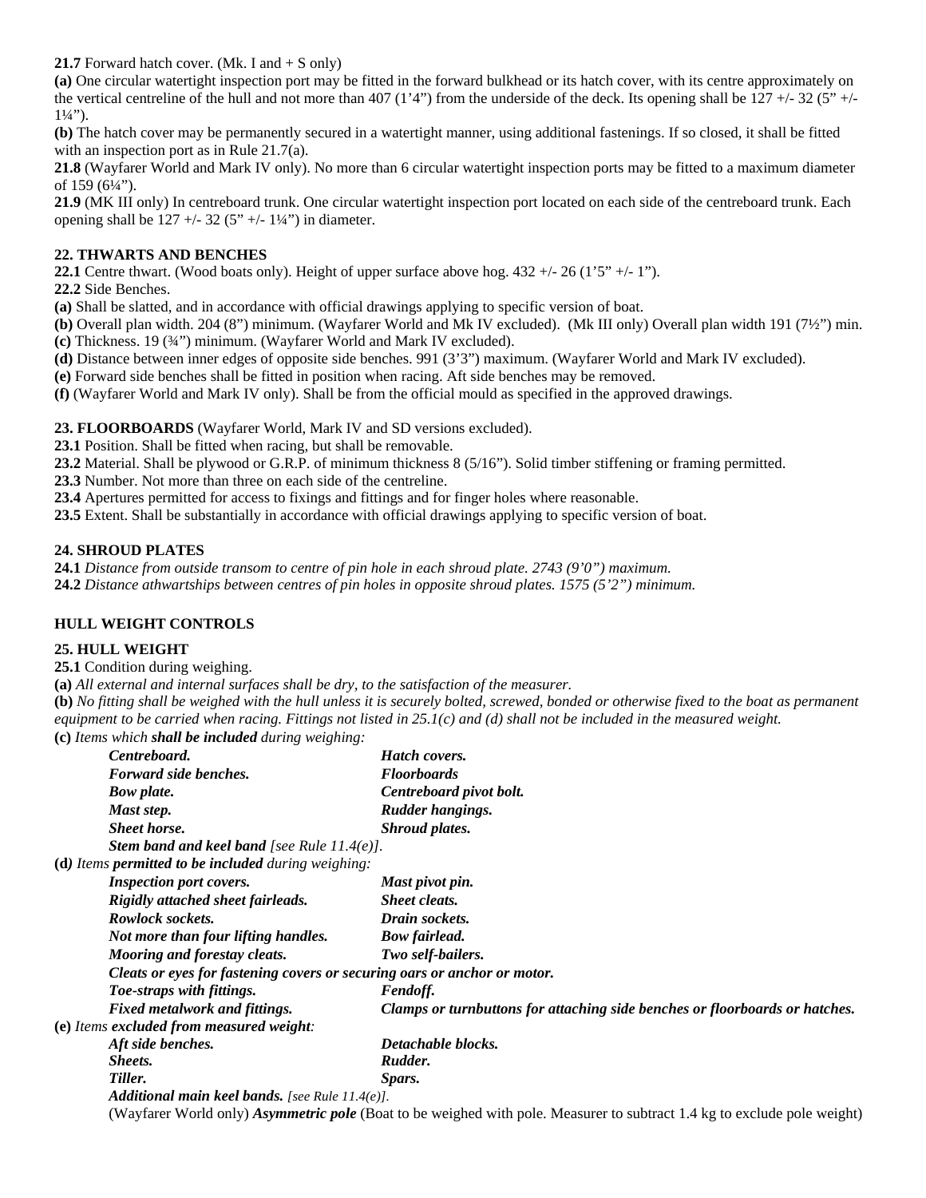**21.7** Forward hatch cover. (Mk. I and + S only)

**(a)** One circular watertight inspection port may be fitted in the forward bulkhead or its hatch cover, with its centre approximately on the vertical centreline of the hull and not more than 407 (1'4") from the underside of the deck. Its opening shall be 127 +/- 32 (5" +/- 1¼").

**(b)** The hatch cover may be permanently secured in a watertight manner, using additional fastenings. If so closed, it shall be fitted with an inspection port as in Rule 21.7(a).

**21.8** (Wayfarer World and Mark IV only). No more than 6 circular watertight inspection ports may be fitted to a maximum diameter of 159 (6¼").

**21.9** (MK III only) In centreboard trunk. One circular watertight inspection port located on each side of the centreboard trunk. Each opening shall be 127 +/- 32 (5" +/- 1¼") in diameter.

### 22. THWARTS AND BENCHES

**22.1** Centre thwart. (Wood boats only). Height of upper surface above hog. 432 +/- 26 (1'5" +/- 1").

**22.2** Side Benches.

**(a)** Shall be slatted, and in accordance with official drawings applying to specific version of boat.

**(b)** Overall plan width. 204 (8") minimum. (Wayfarer World and Mk IV excluded). (Mk III only) Overall plan width 191 (7½") min.

**(c)** Thickness. 19 (¾") minimum. (Wayfarer World and Mark IV excluded).

**(d)** Distance between inner edges of opposite side benches. 991 (3'3") maximum. (Wayfarer World and Mark IV excluded).

**(e)** Forward side benches shall be fitted in position when racing. Aft side benches may be removed.

**(f)** (Wayfarer World and Mark IV only). Shall be from the official mould as specified in the approved drawings.

### 23. FLOORBOARDS (Wayfarer World, Mark IV and SD versions excluded).

**23.1** Position. Shall be fitted when racing, but shall be removable.

**23.2** Material. Shall be plywood or G.R.P. of minimum thickness 8 (5/16"). Solid timber stiffening or framing permitted.

**23.3** Number. Not more than three on each side of the centreline.

**23.4** Apertures permitted for access to fixings and fittings and for finger holes where reasonable.

**23.5** Extent. Shall be substantially in accordance with official drawings applying to specific version of boat.

### 24. SHROUD PLATES

**24.1** *Distance from outside transom to centre of pin hole in each shroud plate. 2743 (9'0") maximum.*

**24.2** *Distance athwartships between centres of pin holes in opposite shroud plates. 1575 (5'2") minimum.*

## HULL WEIGHT CONTROLS

### 25. HULL WEIGHT

**25.1** Condition during weighing.

**(a)** *All external and internal surfaces shall be dry, to the satisfaction of the measurer.*

**(b)** *No fitting shall be weighed with the hull unless it is securely bolted, screwed, bonded or otherwise fixed to the boat as permanent equipment to be carried when racing. Fittings not listed in 25.1(c) and (d) shall not be included in the measured weight.*

**(c)** *Items which **shall be included** during weighing:*

| | |
|---|---|
| ***Centreboard.*** | ***Hatch covers.*** |
| ***Forward side benches.*** | ***Floorboards*** |
| ***Bow plate.*** | ***Centreboard pivot bolt.*** |
| ***Mast step.*** | ***Rudder hangings.*** |
| ***Sheet horse.*** | ***Shroud plates.*** |

***Stem band and keel band*** *[see Rule 11.4(e)].*

**(d)** *Items **permitted to be included** during weighing:*

| | |
|---|---|
| ***Inspection port covers.*** | ***Mast pivot pin.*** |
| ***Rigidly attached sheet fairleads.*** | ***Sheet cleats.*** |
| ***Rowlock sockets.*** | ***Drain sockets.*** |
| ***Not more than four lifting handles.*** | ***Bow fairlead.*** |
| ***Mooring and forestay cleats.*** | ***Two self-bailers.*** |

***Cleats or eyes for fastening covers or securing oars or anchor or motor.***

| | |
|---|---|
| ***Toe-straps with fittings.*** | ***Fendoff.*** |
| ***Fixed metalwork and fittings.*** | ***Clamps or turnbuttons for attaching side benches or floorboards or hatches.*** |

**(e)** *Items **excluded from measured weight**:*

| | |
|---|---|
| ***Aft side benches.*** | ***Detachable blocks.*** |
| ***Sheets.*** | ***Rudder.*** |
| ***Tiller.*** | ***Spars.*** |

***Additional main keel bands.*** *[see Rule 11.4(e)].*

(Wayfarer World only) ***Asymmetric pole*** (Boat to be weighed with pole. Measurer to subtract 1.4 kg to exclude pole weight)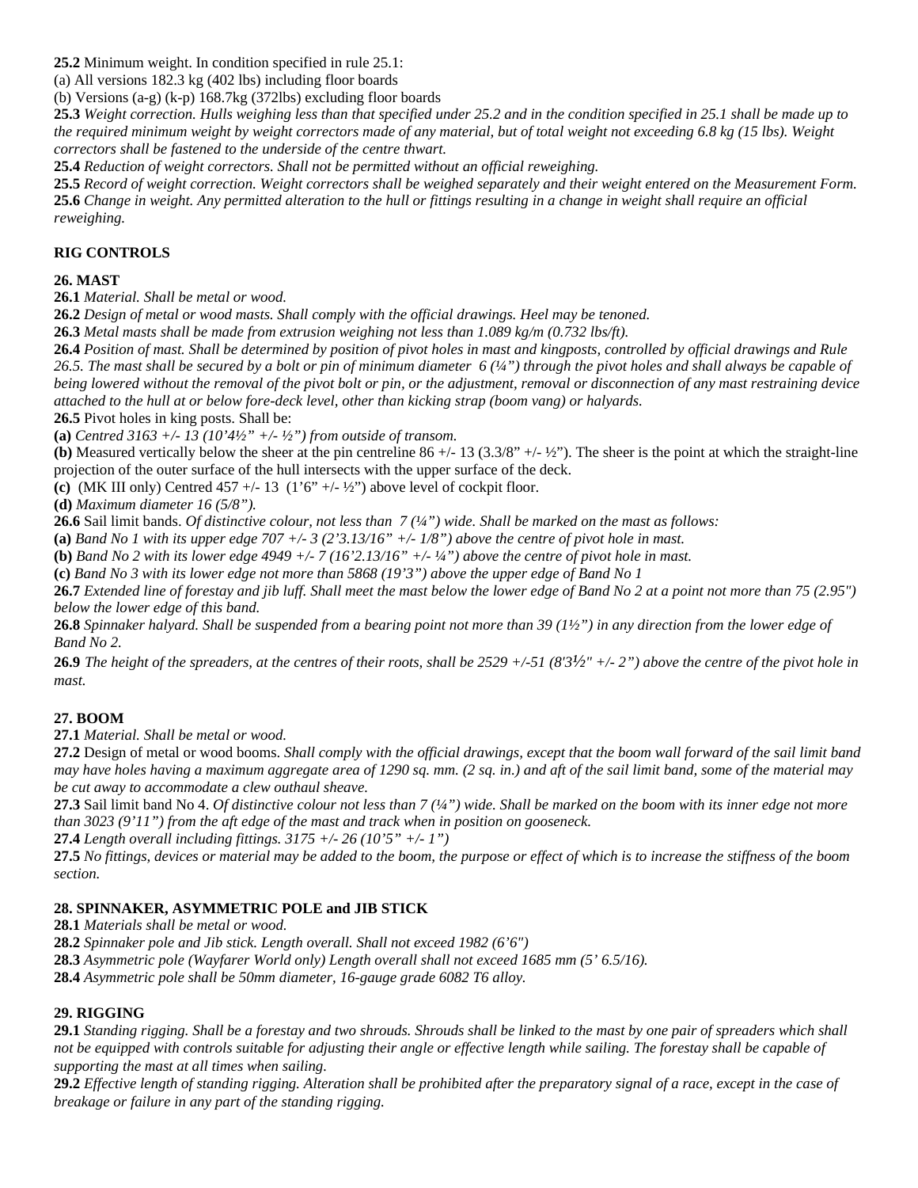**25.2** Minimum weight. In condition specified in rule 25.1:

(a) All versions 182.3 kg (402 lbs) including floor boards

(b) Versions (a-g) (k-p) 168.7kg (372lbs) excluding floor boards

**25.3** *Weight correction. Hulls weighing less than that specified under 25.2 and in the condition specified in 25.1 shall be made up to the required minimum weight by weight correctors made of any material, but of total weight not exceeding 6.8 kg (15 lbs). Weight correctors shall be fastened to the underside of the centre thwart.*

**25.4** *Reduction of weight correctors. Shall not be permitted without an official reweighing.*

**25.5** *Record of weight correction. Weight correctors shall be weighed separately and their weight entered on the Measurement Form.*

**25.6** *Change in weight. Any permitted alteration to the hull or fittings resulting in a change in weight shall require an official reweighing.*

## RIG CONTROLS

### 26. MAST

**26.1** *Material. Shall be metal or wood.*

**26.2** *Design of metal or wood masts. Shall comply with the official drawings. Heel may be tenoned.*

**26.3** *Metal masts shall be made from extrusion weighing not less than 1.089 kg/m (0.732 lbs/ft).*

**26.4** *Position of mast. Shall be determined by position of pivot holes in mast and kingposts, controlled by official drawings and Rule 26.5. The mast shall be secured by a bolt or pin of minimum diameter 6 (¼") through the pivot holes and shall always be capable of being lowered without the removal of the pivot bolt or pin, or the adjustment, removal or disconnection of any mast restraining device attached to the hull at or below fore-deck level, other than kicking strap (boom vang) or halyards.*

**26.5** Pivot holes in king posts. Shall be:

**(a)** *Centred 3163 +/- 13 (10'4½" +/- ½") from outside of transom.*

**(b)** Measured vertically below the sheer at the pin centreline 86 +/- 13 (3.3/8" +/- ½"). The sheer is the point at which the straight-line projection of the outer surface of the hull intersects with the upper surface of the deck.

**(c)** (MK III only) Centred 457 +/- 13 (1'6" +/- ½") above level of cockpit floor.

**(d)** *Maximum diameter 16 (5/8").*

**26.6** Sail limit bands. *Of distinctive colour, not less than 7 (¼") wide. Shall be marked on the mast as follows:*

**(a)** *Band No 1 with its upper edge 707 +/- 3 (2'3.13/16" +/- 1/8") above the centre of pivot hole in mast.*

**(b)** *Band No 2 with its lower edge 4949 +/- 7 (16'2.13/16" +/- ¼") above the centre of pivot hole in mast.*

**(c)** *Band No 3 with its lower edge not more than 5868 (19'3") above the upper edge of Band No 1*

**26.7** *Extended line of forestay and jib luff. Shall meet the mast below the lower edge of Band No 2 at a point not more than 75 (2.95") below the lower edge of this band.*

**26.8** *Spinnaker halyard. Shall be suspended from a bearing point not more than 39 (1½") in any direction from the lower edge of Band No 2.*

**26.9** *The height of the spreaders, at the centres of their roots, shall be 2529 +/-51 (8'3½" +/- 2") above the centre of the pivot hole in mast.*

### 27. BOOM

**27.1** *Material. Shall be metal or wood.*

**27.2** Design of metal or wood booms. *Shall comply with the official drawings, except that the boom wall forward of the sail limit band may have holes having a maximum aggregate area of 1290 sq. mm. (2 sq. in.) and aft of the sail limit band, some of the material may be cut away to accommodate a clew outhaul sheave.*

**27.3** Sail limit band No 4. *Of distinctive colour not less than 7 (¼") wide. Shall be marked on the boom with its inner edge not more than 3023 (9'11") from the aft edge of the mast and track when in position on gooseneck.*

**27.4** *Length overall including fittings. 3175 +/- 26 (10'5" +/- 1")*

**27.5** *No fittings, devices or material may be added to the boom, the purpose or effect of which is to increase the stiffness of the boom section.*

### 28. SPINNAKER, ASYMMETRIC POLE and JIB STICK

**28.1** *Materials shall be metal or wood.*

**28.2** *Spinnaker pole and Jib stick. Length overall. Shall not exceed 1982 (6'6")*

**28.3** *Asymmetric pole (Wayfarer World only) Length overall shall not exceed 1685 mm (5' 6.5/16).*

**28.4** *Asymmetric pole shall be 50mm diameter, 16-gauge grade 6082 T6 alloy.*

### 29. RIGGING

**29.1** *Standing rigging. Shall be a forestay and two shrouds. Shrouds shall be linked to the mast by one pair of spreaders which shall not be equipped with controls suitable for adjusting their angle or effective length while sailing. The forestay shall be capable of supporting the mast at all times when sailing.*

**29.2** *Effective length of standing rigging. Alteration shall be prohibited after the preparatory signal of a race, except in the case of breakage or failure in any part of the standing rigging.*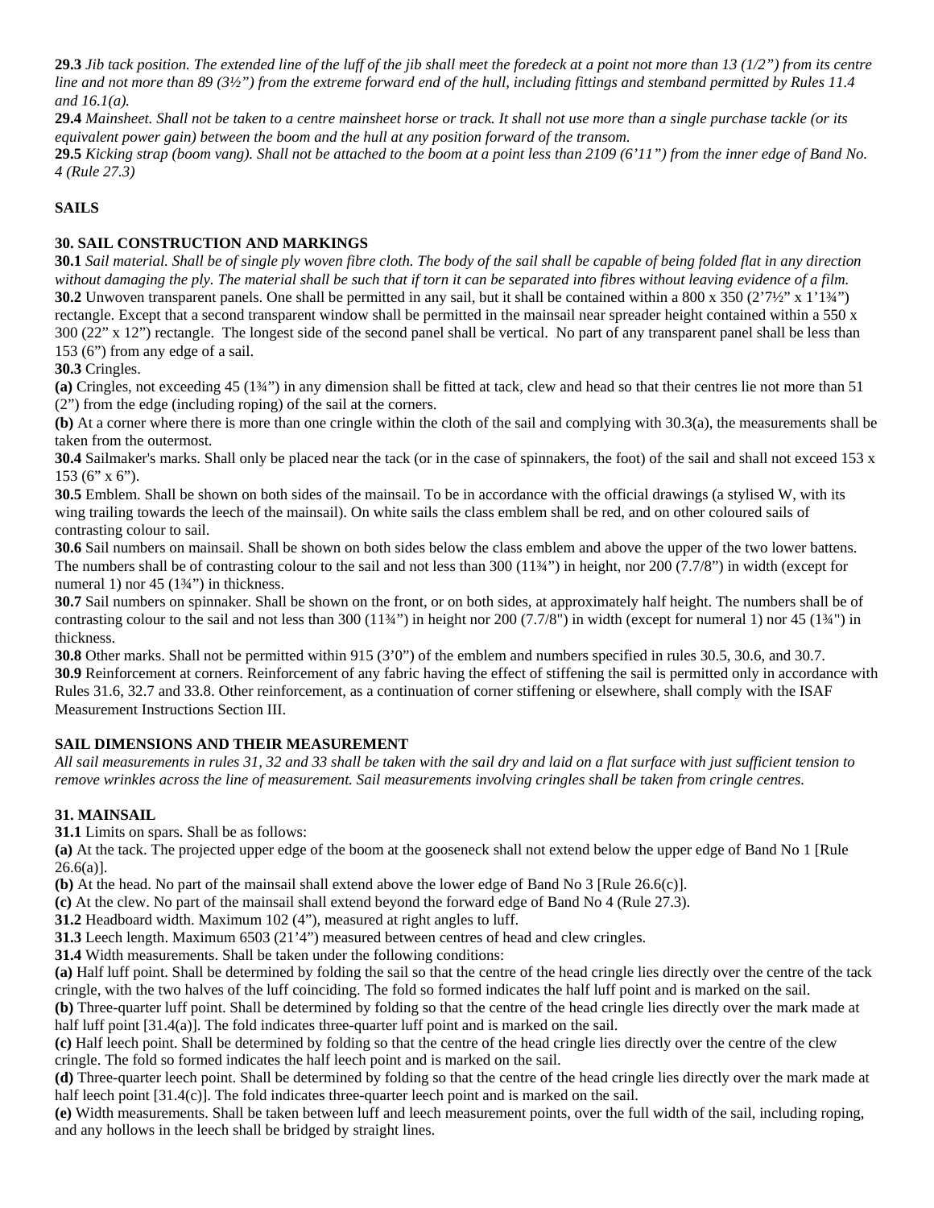**29.3** *Jib tack position. The extended line of the luff of the jib shall meet the foredeck at a point not more than 13 (1/2") from its centre line and not more than 89 (3½") from the extreme forward end of the hull, including fittings and stemband permitted by Rules 11.4 and 16.1(a).*

**29.4** *Mainsheet. Shall not be taken to a centre mainsheet horse or track. It shall not use more than a single purchase tackle (or its equivalent power gain) between the boom and the hull at any position forward of the transom.*

**29.5** *Kicking strap (boom vang). Shall not be attached to the boom at a point less than 2109 (6'11") from the inner edge of Band No. 4 (Rule 27.3)*

## SAILS

### 30. SAIL CONSTRUCTION AND MARKINGS

**30.1** *Sail material. Shall be of single ply woven fibre cloth. The body of the sail shall be capable of being folded flat in any direction without damaging the ply. The material shall be such that if torn it can be separated into fibres without leaving evidence of a film.*

**30.2** Unwoven transparent panels. One shall be permitted in any sail, but it shall be contained within a 800 x 350 (2'7½" x 1'1¾") rectangle. Except that a second transparent window shall be permitted in the mainsail near spreader height contained within a 550 x 300 (22" x 12") rectangle. The longest side of the second panel shall be vertical. No part of any transparent panel shall be less than 153 (6") from any edge of a sail.

**30.3** Cringles.

**(a)** Cringles, not exceeding 45 (1¾") in any dimension shall be fitted at tack, clew and head so that their centres lie not more than 51 (2") from the edge (including roping) of the sail at the corners.

**(b)** At a corner where there is more than one cringle within the cloth of the sail and complying with 30.3(a), the measurements shall be taken from the outermost.

**30.4** Sailmaker's marks. Shall only be placed near the tack (or in the case of spinnakers, the foot) of the sail and shall not exceed 153 x 153 (6" x 6").

**30.5** Emblem. Shall be shown on both sides of the mainsail. To be in accordance with the official drawings (a stylised W, with its wing trailing towards the leech of the mainsail). On white sails the class emblem shall be red, and on other coloured sails of contrasting colour to sail.

**30.6** Sail numbers on mainsail. Shall be shown on both sides below the class emblem and above the upper of the two lower battens. The numbers shall be of contrasting colour to the sail and not less than 300 (11¾") in height, nor 200 (7.7/8") in width (except for numeral 1) nor 45 (1¾") in thickness.

**30.7** Sail numbers on spinnaker. Shall be shown on the front, or on both sides, at approximately half height. The numbers shall be of contrasting colour to the sail and not less than 300 (11¾") in height nor 200 (7.7/8") in width (except for numeral 1) nor 45 (1¾") in thickness.

**30.8** Other marks. Shall not be permitted within 915 (3'0") of the emblem and numbers specified in rules 30.5, 30.6, and 30.7.

**30.9** Reinforcement at corners. Reinforcement of any fabric having the effect of stiffening the sail is permitted only in accordance with Rules 31.6, 32.7 and 33.8. Other reinforcement, as a continuation of corner stiffening or elsewhere, shall comply with the ISAF Measurement Instructions Section III.

### SAIL DIMENSIONS AND THEIR MEASUREMENT

*All sail measurements in rules 31, 32 and 33 shall be taken with the sail dry and laid on a flat surface with just sufficient tension to remove wrinkles across the line of measurement. Sail measurements involving cringles shall be taken from cringle centres.*

### 31. MAINSAIL

**31.1** Limits on spars. Shall be as follows:

**(a)** At the tack. The projected upper edge of the boom at the gooseneck shall not extend below the upper edge of Band No 1 [Rule 26.6(a)].

**(b)** At the head. No part of the mainsail shall extend above the lower edge of Band No 3 [Rule 26.6(c)].

**(c)** At the clew. No part of the mainsail shall extend beyond the forward edge of Band No 4 (Rule 27.3).

**31.2** Headboard width. Maximum 102 (4"), measured at right angles to luff.

**31.3** Leech length. Maximum 6503 (21'4") measured between centres of head and clew cringles.

**31.4** Width measurements. Shall be taken under the following conditions:

**(a)** Half luff point. Shall be determined by folding the sail so that the centre of the head cringle lies directly over the centre of the tack cringle, with the two halves of the luff coinciding. The fold so formed indicates the half luff point and is marked on the sail.

**(b)** Three-quarter luff point. Shall be determined by folding so that the centre of the head cringle lies directly over the mark made at half luff point [31.4(a)]. The fold indicates three-quarter luff point and is marked on the sail.

**(c)** Half leech point. Shall be determined by folding so that the centre of the head cringle lies directly over the centre of the clew cringle. The fold so formed indicates the half leech point and is marked on the sail.

**(d)** Three-quarter leech point. Shall be determined by folding so that the centre of the head cringle lies directly over the mark made at half leech point [31.4(c)]. The fold indicates three-quarter leech point and is marked on the sail.

**(e)** Width measurements. Shall be taken between luff and leech measurement points, over the full width of the sail, including roping, and any hollows in the leech shall be bridged by straight lines.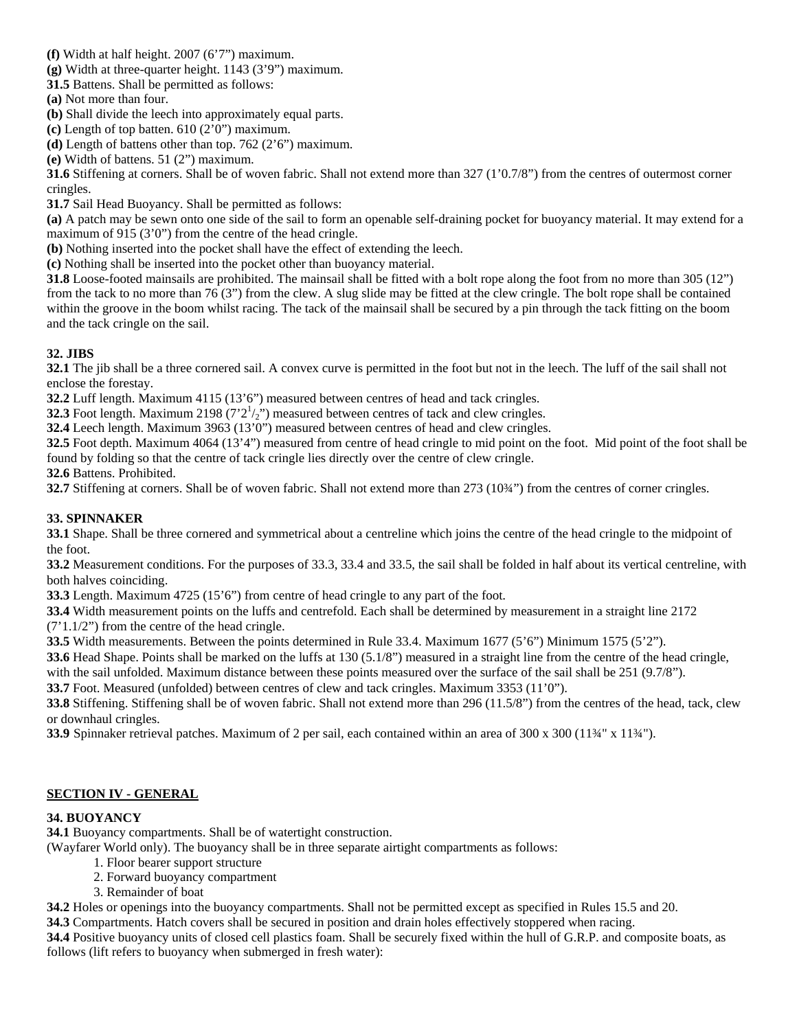**(f)** Width at half height. 2007 (6'7") maximum.
**(g)** Width at three-quarter height. 1143 (3'9") maximum.
**31.5** Battens. Shall be permitted as follows:
**(a)** Not more than four.
**(b)** Shall divide the leech into approximately equal parts.
**(c)** Length of top batten. 610 (2'0") maximum.
**(d)** Length of battens other than top. 762 (2'6") maximum.
**(e)** Width of battens. 51 (2") maximum.
**31.6** Stiffening at corners. Shall be of woven fabric. Shall not extend more than 327 (1'0.7/8") from the centres of outermost corner cringles.
**31.7** Sail Head Buoyancy. Shall be permitted as follows:
**(a)** A patch may be sewn onto one side of the sail to form an openable self-draining pocket for buoyancy material. It may extend for a maximum of 915 (3'0") from the centre of the head cringle.
**(b)** Nothing inserted into the pocket shall have the effect of extending the leech.
**(c)** Nothing shall be inserted into the pocket other than buoyancy material.
**31.8** Loose-footed mainsails are prohibited. The mainsail shall be fitted with a bolt rope along the foot from no more than 305 (12") from the tack to no more than 76 (3") from the clew. A slug slide may be fitted at the clew cringle. The bolt rope shall be contained within the groove in the boom whilst racing. The tack of the mainsail shall be secured by a pin through the tack fitting on the boom and the tack cringle on the sail.

**32. JIBS**
**32.1** The jib shall be a three cornered sail. A convex curve is permitted in the foot but not in the leech. The luff of the sail shall not enclose the forestay.
**32.2** Luff length. Maximum 4115 (13'6") measured between centres of head and tack cringles.
**32.3** Foot length. Maximum 2198 (7'2½") measured between centres of tack and clew cringles.
**32.4** Leech length. Maximum 3963 (13'0") measured between centres of head and clew cringles.
**32.5** Foot depth. Maximum 4064 (13'4") measured from centre of head cringle to mid point on the foot. Mid point of the foot shall be found by folding so that the centre of tack cringle lies directly over the centre of clew cringle.
**32.6** Battens. Prohibited.
**32.7** Stiffening at corners. Shall be of woven fabric. Shall not extend more than 273 (10¾") from the centres of corner cringles.

**33. SPINNAKER**
**33.1** Shape. Shall be three cornered and symmetrical about a centreline which joins the centre of the head cringle to the midpoint of the foot.
**33.2** Measurement conditions. For the purposes of 33.3, 33.4 and 33.5, the sail shall be folded in half about its vertical centreline, with both halves coinciding.
**33.3** Length. Maximum 4725 (15'6") from centre of head cringle to any part of the foot.
**33.4** Width measurement points on the luffs and centrefold. Each shall be determined by measurement in a straight line 2172 (7'1.1/2") from the centre of the head cringle.
**33.5** Width measurements. Between the points determined in Rule 33.4. Maximum 1677 (5'6") Minimum 1575 (5'2").
**33.6** Head Shape. Points shall be marked on the luffs at 130 (5.1/8") measured in a straight line from the centre of the head cringle, with the sail unfolded. Maximum distance between these points measured over the surface of the sail shall be 251 (9.7/8").
**33.7** Foot. Measured (unfolded) between centres of clew and tack cringles. Maximum 3353 (11'0").
**33.8** Stiffening. Stiffening shall be of woven fabric. Shall not extend more than 296 (11.5/8") from the centres of the head, tack, clew or downhaul cringles.
**33.9** Spinnaker retrieval patches. Maximum of 2 per sail, each contained within an area of 300 x 300 (11¾" x 11¾").

## SECTION IV - GENERAL

**34. BUOYANCY**
**34.1** Buoyancy compartments. Shall be of watertight construction.
(Wayfarer World only). The buoyancy shall be in three separate airtight compartments as follows:

1. Floor bearer support structure
2. Forward buoyancy compartment
3. Remainder of boat

**34.2** Holes or openings into the buoyancy compartments. Shall not be permitted except as specified in Rules 15.5 and 20.
**34.3** Compartments. Hatch covers shall be secured in position and drain holes effectively stoppered when racing.
**34.4** Positive buoyancy units of closed cell plastics foam. Shall be securely fixed within the hull of G.R.P. and composite boats, as follows (lift refers to buoyancy when submerged in fresh water):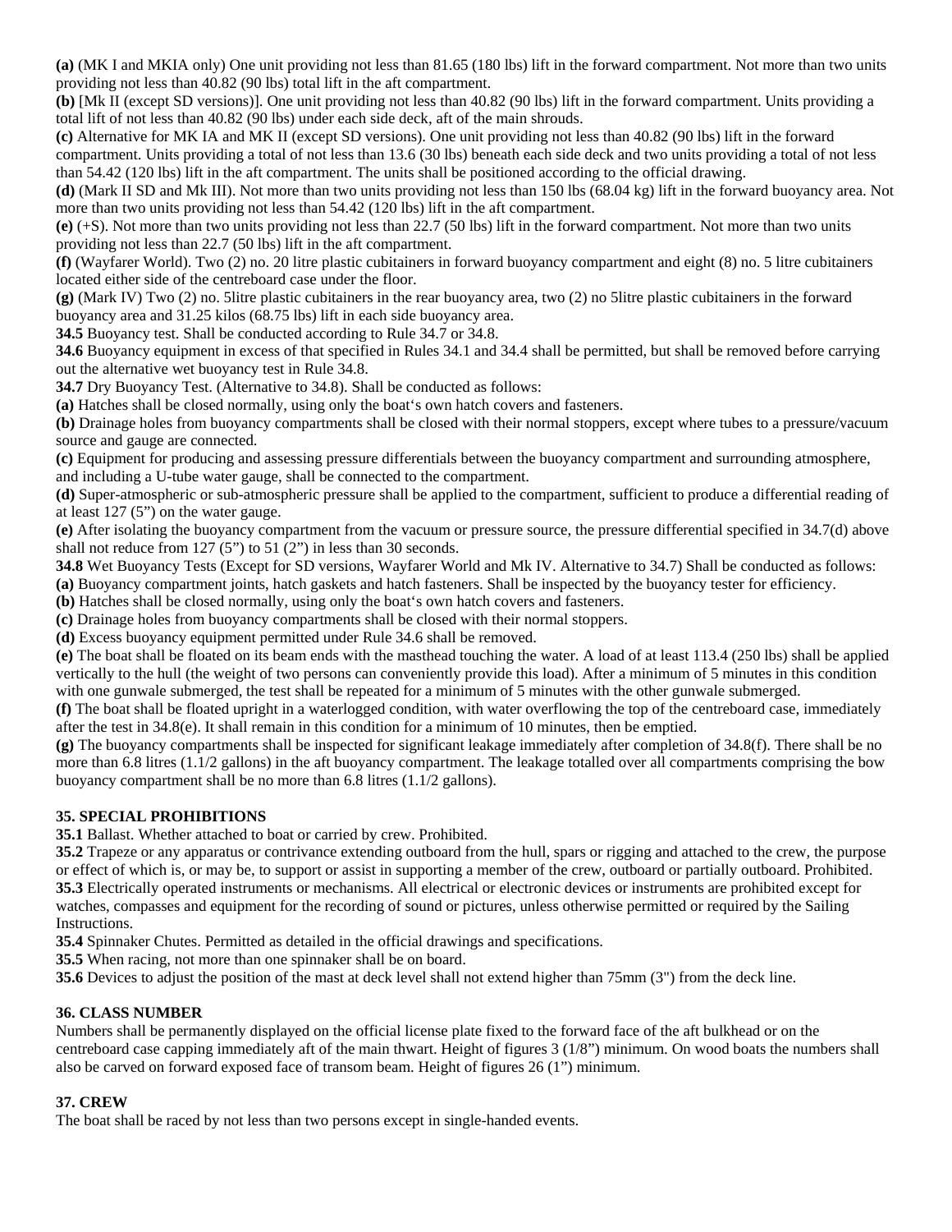**(a)** (MK I and MKIA only) One unit providing not less than 81.65 (180 lbs) lift in the forward compartment. Not more than two units providing not less than 40.82 (90 lbs) total lift in the aft compartment.

**(b)** [Mk II (except SD versions)]. One unit providing not less than 40.82 (90 lbs) lift in the forward compartment. Units providing a total lift of not less than 40.82 (90 lbs) under each side deck, aft of the main shrouds.

**(c)** Alternative for MK IA and MK II (except SD versions). One unit providing not less than 40.82 (90 lbs) lift in the forward compartment. Units providing a total of not less than 13.6 (30 lbs) beneath each side deck and two units providing a total of not less than 54.42 (120 lbs) lift in the aft compartment. The units shall be positioned according to the official drawing.

**(d)** (Mark II SD and Mk III). Not more than two units providing not less than 150 lbs (68.04 kg) lift in the forward buoyancy area. Not more than two units providing not less than 54.42 (120 lbs) lift in the aft compartment.

**(e)** (+S). Not more than two units providing not less than 22.7 (50 lbs) lift in the forward compartment. Not more than two units providing not less than 22.7 (50 lbs) lift in the aft compartment.

**(f)** (Wayfarer World). Two (2) no. 20 litre plastic cubitainers in forward buoyancy compartment and eight (8) no. 5 litre cubitainers located either side of the centreboard case under the floor.

**(g)** (Mark IV) Two (2) no. 5litre plastic cubitainers in the rear buoyancy area, two (2) no 5litre plastic cubitainers in the forward buoyancy area and 31.25 kilos (68.75 lbs) lift in each side buoyancy area.

**34.5** Buoyancy test. Shall be conducted according to Rule 34.7 or 34.8.

**34.6** Buoyancy equipment in excess of that specified in Rules 34.1 and 34.4 shall be permitted, but shall be removed before carrying out the alternative wet buoyancy test in Rule 34.8.

**34.7** Dry Buoyancy Test. (Alternative to 34.8). Shall be conducted as follows:

**(a)** Hatches shall be closed normally, using only the boat‘s own hatch covers and fasteners.

**(b)** Drainage holes from buoyancy compartments shall be closed with their normal stoppers, except where tubes to a pressure/vacuum source and gauge are connected.

**(c)** Equipment for producing and assessing pressure differentials between the buoyancy compartment and surrounding atmosphere, and including a U-tube water gauge, shall be connected to the compartment.

**(d)** Super-atmospheric or sub-atmospheric pressure shall be applied to the compartment, sufficient to produce a differential reading of at least 127 (5”) on the water gauge.

**(e)** After isolating the buoyancy compartment from the vacuum or pressure source, the pressure differential specified in 34.7(d) above shall not reduce from 127 (5”) to 51 (2”) in less than 30 seconds.

**34.8** Wet Buoyancy Tests (Except for SD versions, Wayfarer World and Mk IV. Alternative to 34.7) Shall be conducted as follows:

**(a)** Buoyancy compartment joints, hatch gaskets and hatch fasteners. Shall be inspected by the buoyancy tester for efficiency.

**(b)** Hatches shall be closed normally, using only the boat‘s own hatch covers and fasteners.

**(c)** Drainage holes from buoyancy compartments shall be closed with their normal stoppers.

**(d)** Excess buoyancy equipment permitted under Rule 34.6 shall be removed.

**(e)** The boat shall be floated on its beam ends with the masthead touching the water. A load of at least 113.4 (250 lbs) shall be applied vertically to the hull (the weight of two persons can conveniently provide this load). After a minimum of 5 minutes in this condition with one gunwale submerged, the test shall be repeated for a minimum of 5 minutes with the other gunwale submerged.

**(f)** The boat shall be floated upright in a waterlogged condition, with water overflowing the top of the centreboard case, immediately after the test in 34.8(e). It shall remain in this condition for a minimum of 10 minutes, then be emptied.

**(g)** The buoyancy compartments shall be inspected for significant leakage immediately after completion of 34.8(f). There shall be no more than 6.8 litres (1.1/2 gallons) in the aft buoyancy compartment. The leakage totalled over all compartments comprising the bow buoyancy compartment shall be no more than 6.8 litres (1.1/2 gallons).

## 35. SPECIAL PROHIBITIONS

**35.1** Ballast. Whether attached to boat or carried by crew. Prohibited.

**35.2** Trapeze or any apparatus or contrivance extending outboard from the hull, spars or rigging and attached to the crew, the purpose or effect of which is, or may be, to support or assist in supporting a member of the crew, outboard or partially outboard. Prohibited.

**35.3** Electrically operated instruments or mechanisms. All electrical or electronic devices or instruments are prohibited except for watches, compasses and equipment for the recording of sound or pictures, unless otherwise permitted or required by the Sailing Instructions.

**35.4** Spinnaker Chutes. Permitted as detailed in the official drawings and specifications.

**35.5** When racing, not more than one spinnaker shall be on board.

**35.6** Devices to adjust the position of the mast at deck level shall not extend higher than 75mm (3") from the deck line.

## 36. CLASS NUMBER

Numbers shall be permanently displayed on the official license plate fixed to the forward face of the aft bulkhead or on the centreboard case capping immediately aft of the main thwart. Height of figures 3 (1/8”) minimum. On wood boats the numbers shall also be carved on forward exposed face of transom beam. Height of figures 26 (1”) minimum.

## 37. CREW

The boat shall be raced by not less than two persons except in single-handed events.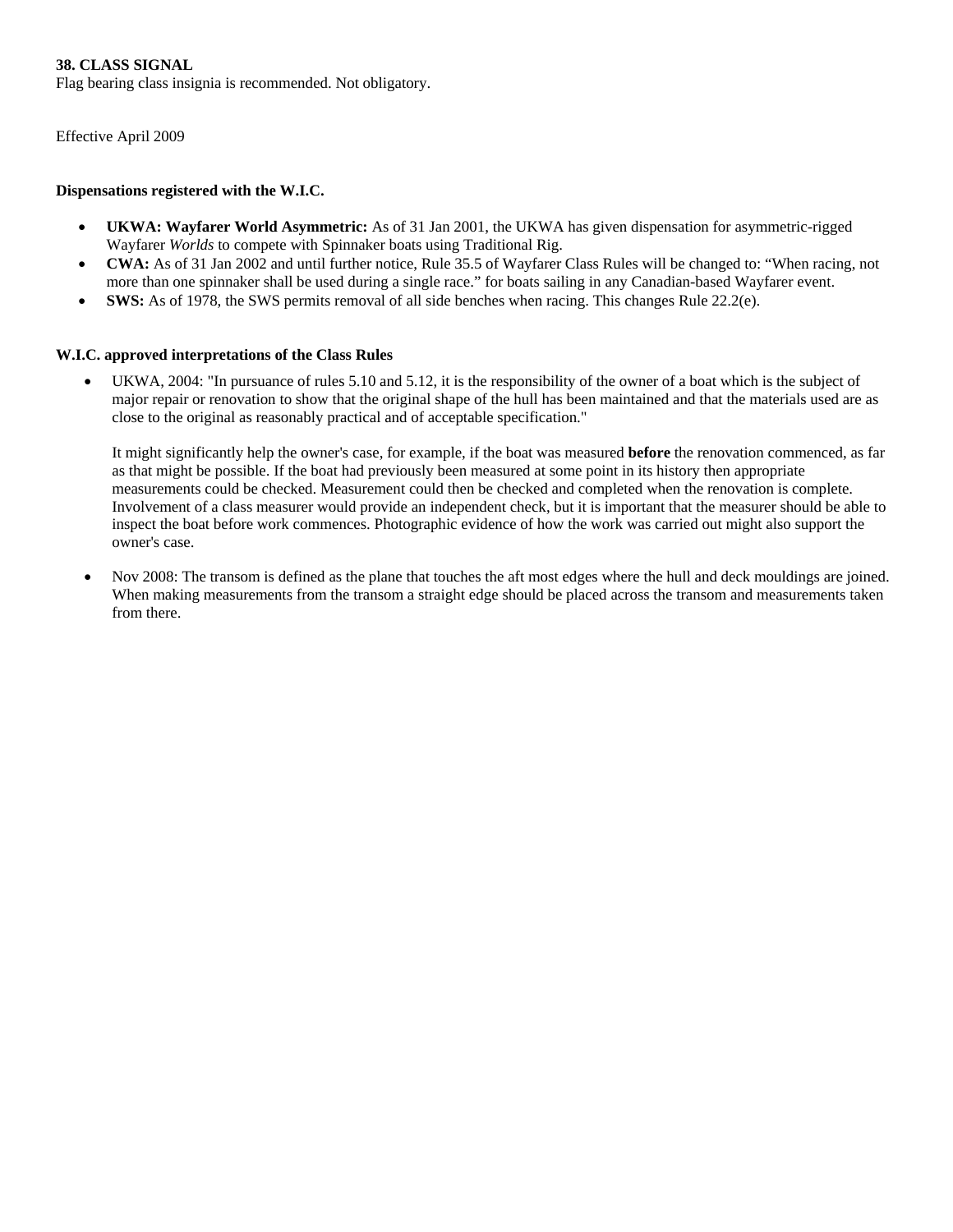**38. CLASS SIGNAL**

Flag bearing class insignia is recommended. Not obligatory.

Effective April 2009

**Dispensations registered with the W.I.C.**

- **UKWA: Wayfarer World Asymmetric:** As of 31 Jan 2001, the UKWA has given dispensation for asymmetric-rigged Wayfarer *Worlds* to compete with Spinnaker boats using Traditional Rig.
- **CWA:** As of 31 Jan 2002 and until further notice, Rule 35.5 of Wayfarer Class Rules will be changed to: "When racing, not more than one spinnaker shall be used during a single race." for boats sailing in any Canadian-based Wayfarer event.
- **SWS:** As of 1978, the SWS permits removal of all side benches when racing. This changes Rule 22.2(e).

**W.I.C. approved interpretations of the Class Rules**

- UKWA, 2004: "In pursuance of rules 5.10 and 5.12, it is the responsibility of the owner of a boat which is the subject of major repair or renovation to show that the original shape of the hull has been maintained and that the materials used are as close to the original as reasonably practical and of acceptable specification."

  It might significantly help the owner's case, for example, if the boat was measured **before** the renovation commenced, as far as that might be possible. If the boat had previously been measured at some point in its history then appropriate measurements could be checked. Measurement could then be checked and completed when the renovation is complete. Involvement of a class measurer would provide an independent check, but it is important that the measurer should be able to inspect the boat before work commences. Photographic evidence of how the work was carried out might also support the owner's case.

- Nov 2008: The transom is defined as the plane that touches the aft most edges where the hull and deck mouldings are joined. When making measurements from the transom a straight edge should be placed across the transom and measurements taken from there.